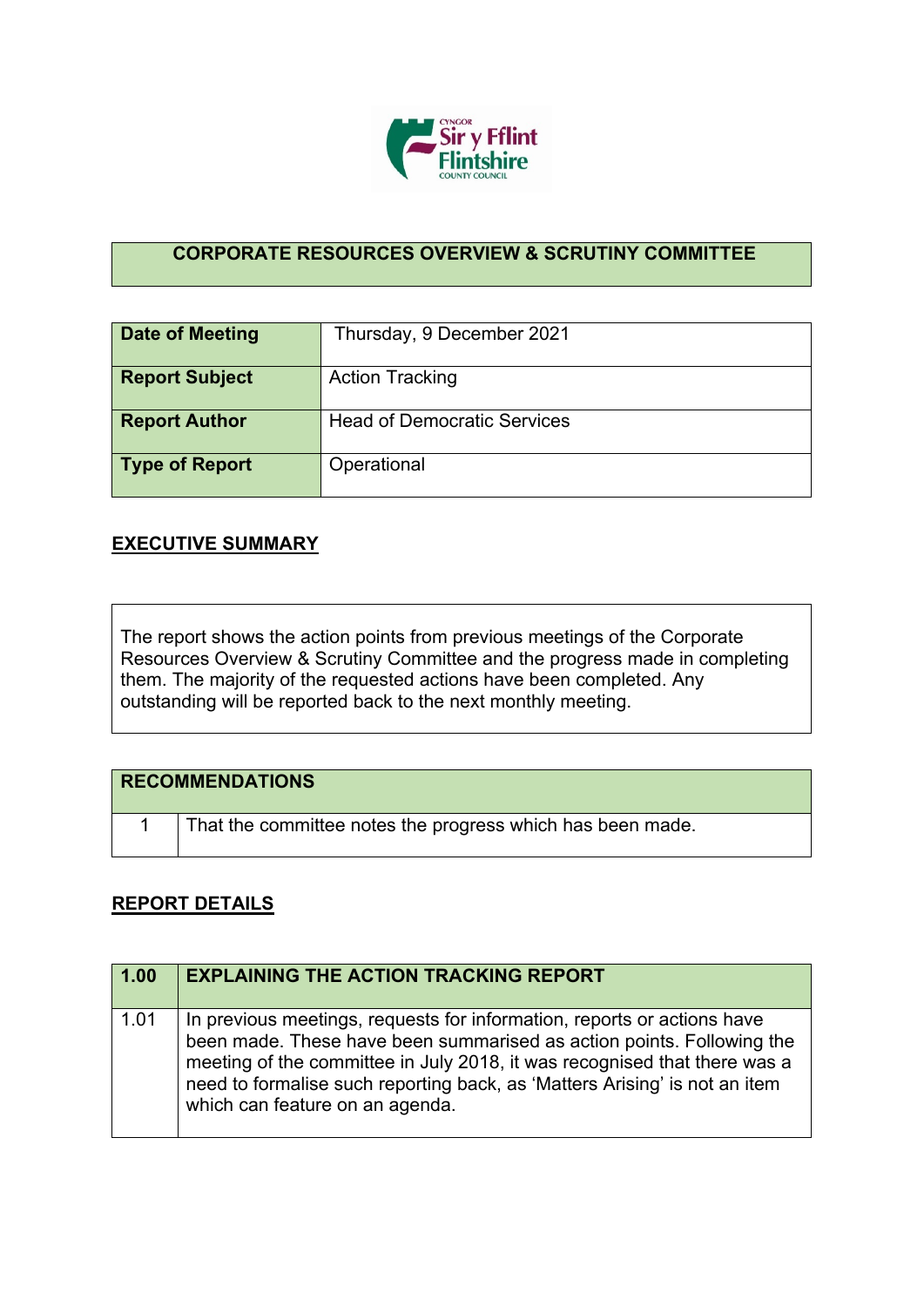## CORPORATE RESOURCES OVERVIEW & SCRUTINY COMMITTEE

| | |
|---|---|
| **Date of Meeting** | Thursday, 9 December 2021 |
| **Report Subject** | Action Tracking |
| **Report Author** | Head of Democratic Services |
| **Type of Report** | Operational |

## EXECUTIVE SUMMARY

The report shows the action points from previous meetings of the Corporate Resources Overview & Scrutiny Committee and the progress made in completing them. The majority of the requested actions have been completed. Any outstanding will be reported back to the next monthly meeting.

| RECOMMENDATIONS | |
|---|---|
| 1 | That the committee notes the progress which has been made. |

## REPORT DETAILS

| 1.00 | EXPLAINING THE ACTION TRACKING REPORT |
|---|---|
| 1.01 | In previous meetings, requests for information, reports or actions have been made. These have been summarised as action points. Following the meeting of the committee in July 2018, it was recognised that there was a need to formalise such reporting back, as 'Matters Arising' is not an item which can feature on an agenda. |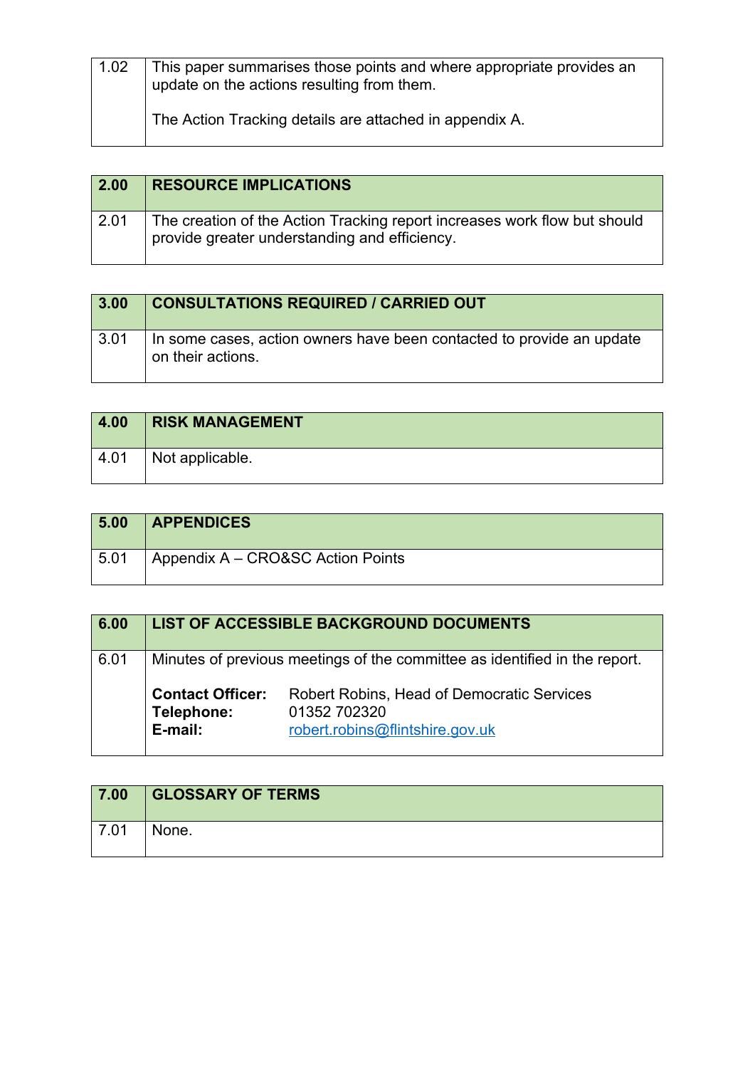| | |
|---|---|
| 1.02 | This paper summarises those points and where appropriate provides an update on the actions resulting from them.<br><br>The Action Tracking details are attached in appendix A. |

| 2.00 | RESOURCE IMPLICATIONS |
|---|---|
| 2.01 | The creation of the Action Tracking report increases work flow but should provide greater understanding and efficiency. |

| 3.00 | CONSULTATIONS REQUIRED / CARRIED OUT |
|---|---|
| 3.01 | In some cases, action owners have been contacted to provide an update on their actions. |

| 4.00 | RISK MANAGEMENT |
|---|---|
| 4.01 | Not applicable. |

| 5.00 | APPENDICES |
|---|---|
| 5.01 | Appendix A – CRO&SC Action Points |

| 6.00 | LIST OF ACCESSIBLE BACKGROUND DOCUMENTS |
|---|---|
| 6.01 | Minutes of previous meetings of the committee as identified in the report.<br><br>**Contact Officer:** Robert Robins, Head of Democratic Services<br>**Telephone:** 01352 702320<br>**E-mail:** robert.robins@flintshire.gov.uk |

| 7.00 | GLOSSARY OF TERMS |
|---|---|
| 7.01 | None. |